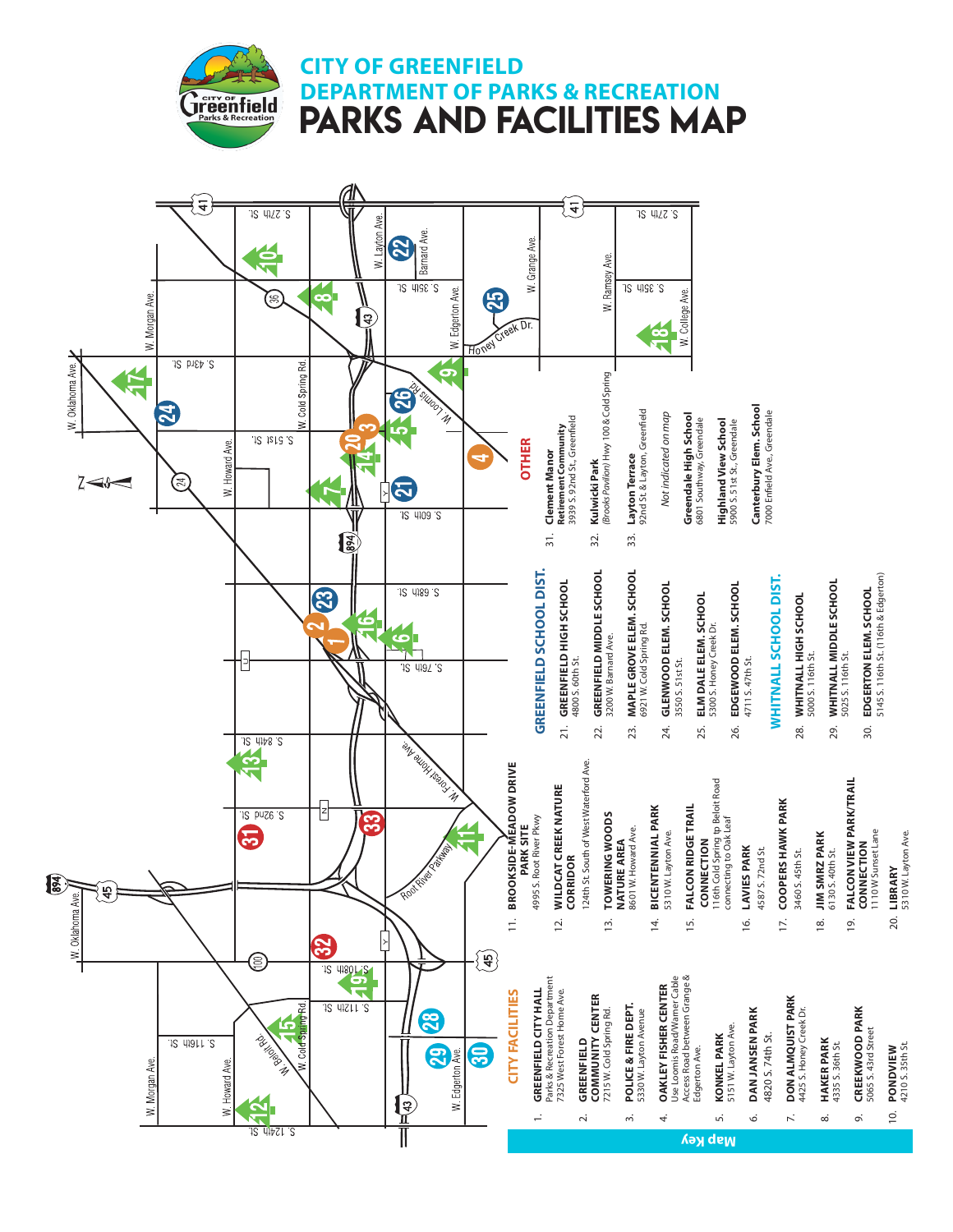# CITY OF GREENFIELD
# DEPARTMENT OF PARKS & RECREATION
# PARKS AND FACILITIES MAP

## Map Key

### CITY FACILITIES

1. **GREENFIELD CITY HALL**
   Parks & Recreation Department
   7325 West Forest Home Ave.
2. **GREENFIELD COMMUNITY CENTER**
   7215 W. Cold Spring Rd.
3. **POLICE & FIRE DEPT.**
   5330 W. Layton Avenue
4. **OAKLEY FISHER CENTER**
   Use Loomis Road/Warner Cable Access Road between Grange & Edgerton Ave.
5. **KONKEL PARK**
   5151 W. Layton Ave.
6. **DAN JANSEN PARK**
   4820 S. 74th St.
7. **DON ALMQUIST PARK**
   4425 S. Honey Creek Dr.
8. **HAKER PARK**
   4335 S. 36th St.
9. **CREEKWOOD PARK**
   5065 S. 43rd Street
10. **PONDVIEW**
    4210 S. 35th St.
11. **BROOKSIDE-MEADOW DRIVE PARK SITE**
    4995 S. Root River Pkwy
12. **WILDCAT CREEK NATURE CORRIDOR**
    124th St. South of West Waterford Ave.
13. **TOWERING WOODS NATURE AREA**
    8601 W. Howard Ave.
14. **BICENTENNIAL PARK**
    5310 W. Layton Ave.
15. **FALCON RIDGE TRAIL CONNECTION**
    116th Cold Spring tp Beloit Road connecting to Oak Leaf
16. **LAVIES PARK**
    4587 S. 72nd St.
17. **COOPERS HAWK PARK**
    3460 S. 45th St.
18. **JIM SMRZ PARK**
    6130 S. 40th St.
19. **FALCONVIEW PARK/TRAIL CONNECTION**
    1110 W Sunset Lane
20. **LIBRARY**
    5310 W. Layton Ave.

### GREENFIELD SCHOOL DIST.

21. **GREENFIELD HIGH SCHOOL**
    4800 S. 60th St.
22. **GREENFIELD MIDDLE SCHOOL**
    3200 W. Barnard Ave.
23. **MAPLE GROVE ELEM. SCHOOL**
    6921 W. Cold Spring Rd.
24. **GLENWOOD ELEM. SCHOOL**
    3550 S. 51st St.
25. **ELM DALE ELEM. SCHOOL**
    5300 S. Honey Creek Dr.
26. **EDGEWOOD ELEM. SCHOOL**
    4711 S. 47th St.

### WHITNALL SCHOOL DIST.

28. **WHITNALL HIGH SCHOOL**
    5000 S. 116th St.
29. **WHITNALL MIDDLE SCHOOL**
    5025 S. 116th St.
30. **EDGERTON ELEM. SCHOOL**
    5145 S. 116th St. (116th & Edgerton)

### OTHER

31. **Clement Manor Retirement Community**
    3939 S. 92nd St., Greenfield
32. **Kulwicki Park**
    *(Brooks Pavilion)* Hwy 100 & Cold Spring
33. **Layton Terrace**
    92nd St & Layton, Greenfield

*Not indicated on map*

**Greendale High School**
6801 Southway, Greendale

**Highland View School**
5900 S. 51st St., Greendale

**Canterbury Elem. School**
7000 Enfield Ave., Greendale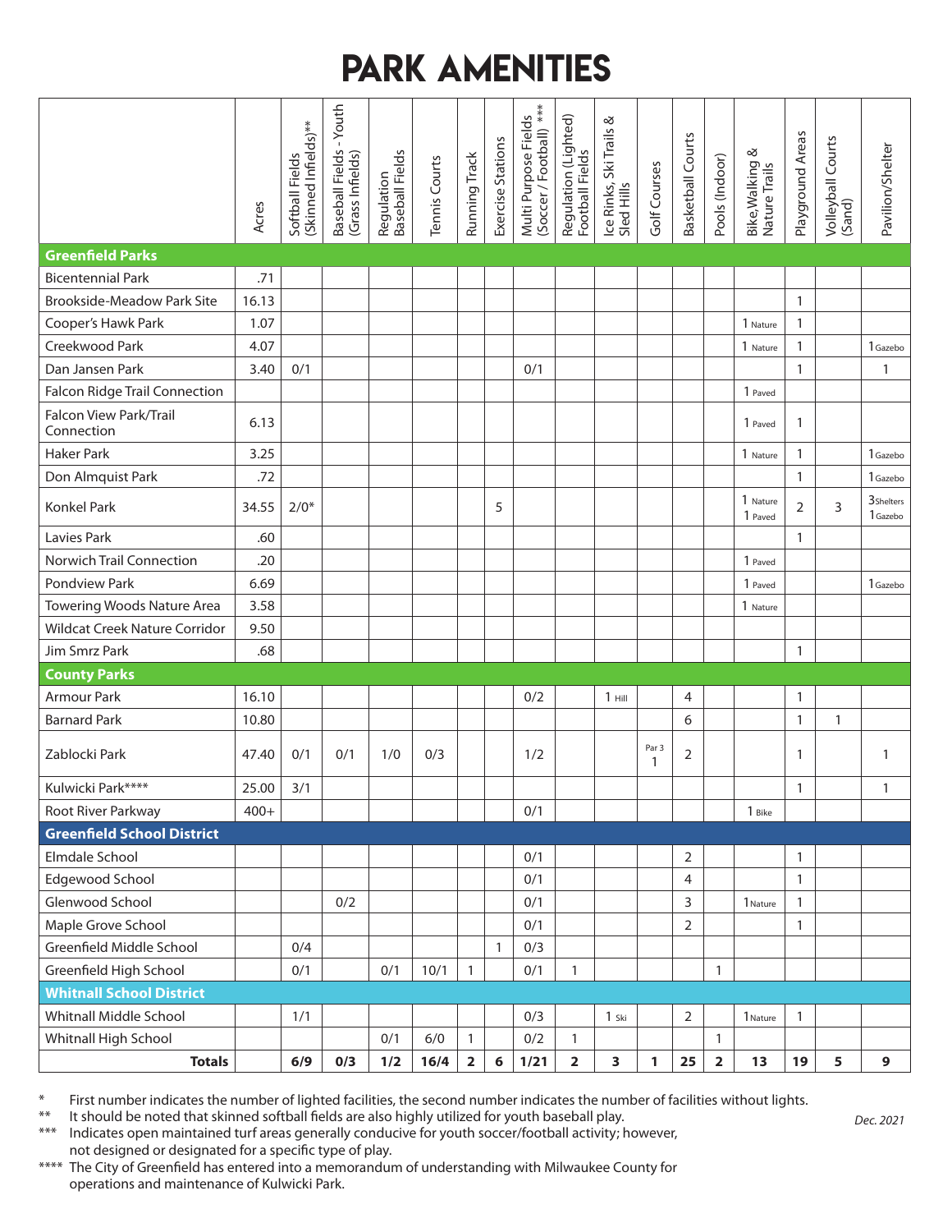# PARK AMENITIES

| | Acres | Softball Fields (Skinned Infields)** | Baseball Fields - Youth (Grass Infields) | Regulation Baseball Fields | Tennis Courts | Running Track | Exercise Stations | Multi Purpose Fields (Soccer / Football) *** | Regulation (Lighted) Football Fields | Ice Rinks, Ski Trails & Sled Hills | Golf Courses | Basketball Courts | Pools (Indoor) | Bike,Walking & Nature Trails | Playground Areas | Volleyball Courts (Sand) | Pavilion/Shelter |
|---|---|---|---|---|---|---|---|---|---|---|---|---|---|---|---|---|---|
| **Greenfield Parks** | | | | | | | | | | | | | | | | | |
| Bicentennial Park | .71 | | | | | | | | | | | | | | | | |
| Brookside-Meadow Park Site | 16.13 | | | | | | | | | | | | | | 1 | | |
| Cooper's Hawk Park | 1.07 | | | | | | | | | | | | | 1 Nature | 1 | | |
| Creekwood Park | 4.07 | | | | | | | | | | | | | 1 Nature | 1 | | 1 Gazebo |
| Dan Jansen Park | 3.40 | 0/1 | | | | | | 0/1 | | | | | | | 1 | | 1 |
| Falcon Ridge Trail Connection | | | | | | | | | | | | | | 1 Paved | | | |
| Falcon View Park/Trail Connection | 6.13 | | | | | | | | | | | | | 1 Paved | 1 | | |
| Haker Park | 3.25 | | | | | | | | | | | | | 1 Nature | 1 | | 1 Gazebo |
| Don Almquist Park | .72 | | | | | | | | | | | | | | 1 | | 1 Gazebo |
| Konkel Park | 34.55 | 2/0* | | | | | 5 | | | | | | | 1 Nature 1 Paved | 2 | 3 | 3 Shelters 1 Gazebo |
| Lavies Park | .60 | | | | | | | | | | | | | | 1 | | |
| Norwich Trail Connection | .20 | | | | | | | | | | | | | 1 Paved | | | |
| Pondview Park | 6.69 | | | | | | | | | | | | | 1 Paved | | | 1 Gazebo |
| Towering Woods Nature Area | 3.58 | | | | | | | | | | | | | 1 Nature | | | |
| Wildcat Creek Nature Corridor | 9.50 | | | | | | | | | | | | | | | | |
| Jim Smrz Park | .68 | | | | | | | | | | | | | | 1 | | |
| **County Parks** | | | | | | | | | | | | | | | | | |
| Armour Park | 16.10 | | | | | | | 0/2 | | 1 Hill | | 4 | | | 1 | | |
| Barnard Park | 10.80 | | | | | | | | | | | 6 | | | 1 | 1 | |
| Zablocki Park | 47.40 | 0/1 | 0/1 | 1/0 | 0/3 | | | 1/2 | | | Par 3 1 | 2 | | | 1 | | 1 |
| Kulwicki Park**** | 25.00 | 3/1 | | | | | | | | | | | | | 1 | | 1 |
| Root River Parkway | 400+ | | | | | | | 0/1 | | | | | | 1 Bike | | | |
| **Greenfield School District** | | | | | | | | | | | | | | | | | |
| Elmdale School | | | | | | | | 0/1 | | | | 2 | | | 1 | | |
| Edgewood School | | | | | | | | 0/1 | | | | 4 | | | 1 | | |
| Glenwood School | | | 0/2 | | | | | 0/1 | | | | 3 | | 1 Nature | 1 | | |
| Maple Grove School | | | | | | | | 0/1 | | | | 2 | | | 1 | | |
| Greenfield Middle School | | 0/4 | | | | | 1 | 0/3 | | | | | | | | | |
| Greenfield High School | | 0/1 | | 0/1 | 10/1 | 1 | | 0/1 | 1 | | | | 1 | | | | |
| **Whitnall School District** | | | | | | | | | | | | | | | | | |
| Whitnall Middle School | | 1/1 | | | | | | 0/3 | | 1 Ski | | 2 | | 1 Nature | 1 | | |
| Whitnall High School | | | | 0/1 | 6/0 | 1 | | 0/2 | 1 | | | | 1 | | | | |
| **Totals** | | **6/9** | **0/3** | **1/2** | **16/4** | **2** | **6** | **1/21** | **2** | **3** | **1** | **25** | **2** | **13** | **19** | **5** | **9** |

\* First number indicates the number of lighted facilities, the second number indicates the number of facilities without lights.

** It should be noted that skinned softball fields are also highly utilized for youth baseball play.

*** Indicates open maintained turf areas generally conducive for youth soccer/football activity; however, not designed or designated for a specific type of play.

**** The City of Greenfield has entered into a memorandum of understanding with Milwaukee County for operations and maintenance of Kulwicki Park.

*Dec. 2021*